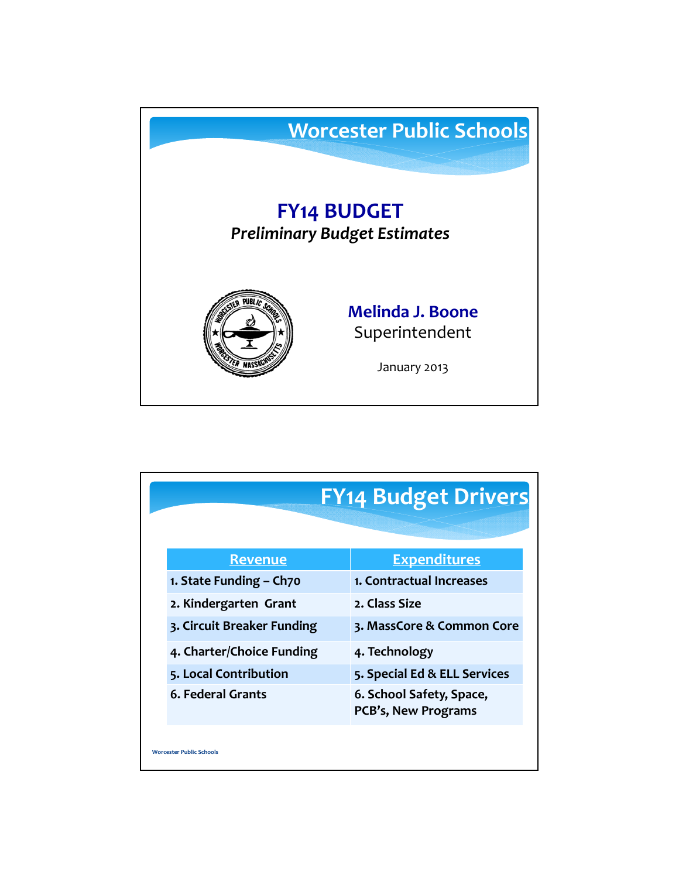# Worcester Public Schools

## FY14 BUDGET

***Preliminary Budget Estimates***

**Melinda J. Boone**
Superintendent

January 2013

# FY14 Budget Drivers

| Revenue | Expenditures |
|---|---|
| 1. State Funding – Ch70 | 1. Contractual Increases |
| 2. Kindergarten Grant | 2. Class Size |
| 3. Circuit Breaker Funding | 3. MassCore & Common Core |
| 4. Charter/Choice Funding | 4. Technology |
| 5. Local Contribution | 5. Special Ed & ELL Services |
| 6. Federal Grants | 6. School Safety, Space, PCB's, New Programs |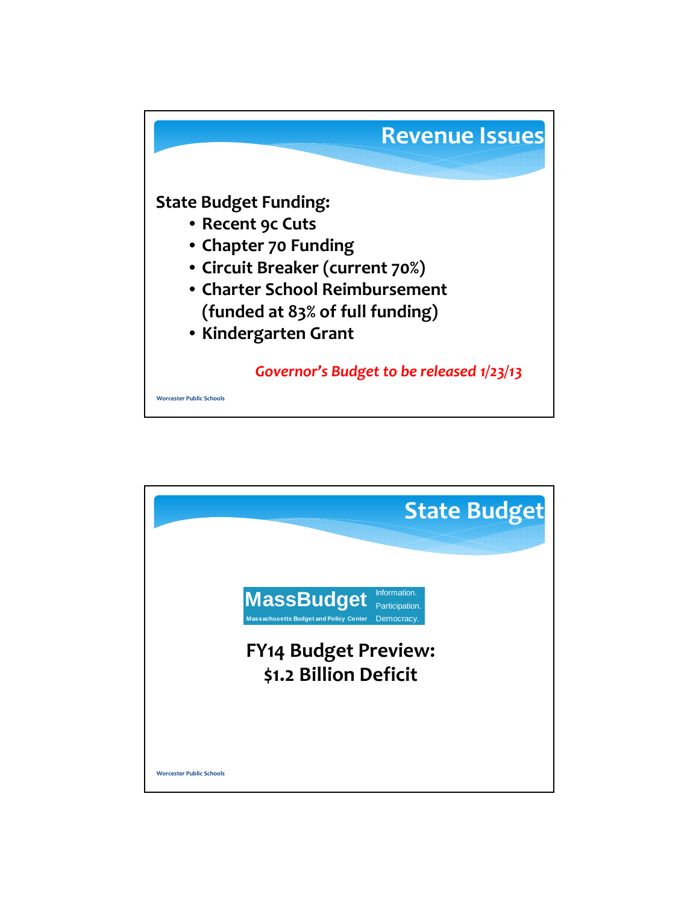## Revenue Issues

**State Budget Funding:**

- **Recent 9c Cuts**
- **Chapter 70 Funding**
- **Circuit Breaker (current 70%)**
- **Charter School Reimbursement (funded at 83% of full funding)**
- **Kindergarten Grant**

*Governor's Budget to be released 1/23/13*

Worcester Public Schools

## State Budget

MassBudget
Massachusetts Budget and Policy Center
Information. Participation. Democracy.

**FY14 Budget Preview:**
**$1.2 Billion Deficit**

Worcester Public Schools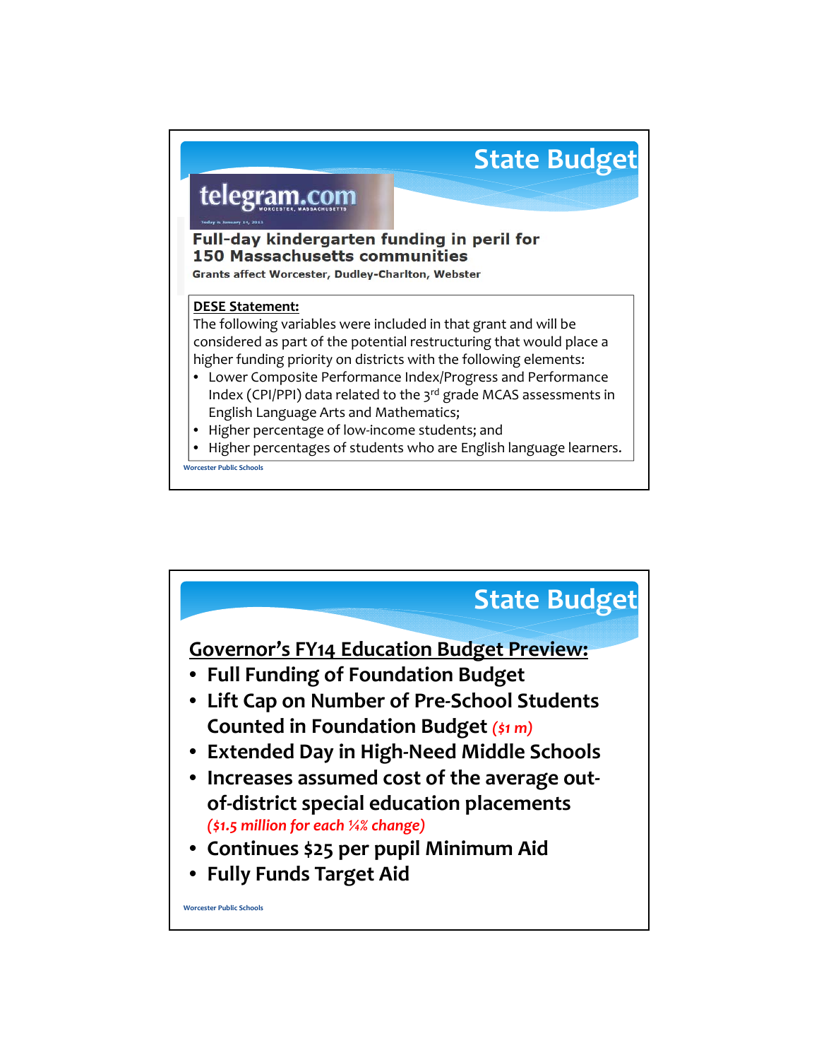## State Budget

telegram.com
WORCESTER, MASSACHUSETTS

Today is January 14, 2013

### Full-day kindergarten funding in peril for 150 Massachusetts communities

**Grants affect Worcester, Dudley-Charlton, Webster**

**DESE Statement:**

The following variables were included in that grant and will be considered as part of the potential restructuring that would place a higher funding priority on districts with the following elements:

- Lower Composite Performance Index/Progress and Performance Index (CPI/PPI) data related to the 3rd grade MCAS assessments in English Language Arts and Mathematics;
- Higher percentage of low-income students; and
- Higher percentages of students who are English language learners.

## State Budget

### Governor's FY14 Education Budget Preview:

- **Full Funding of Foundation Budget**
- **Lift Cap on Number of Pre-School Students Counted in Foundation Budget** *($1 m)*
- **Extended Day in High-Need Middle Schools**
- **Increases assumed cost of the average out-of-district special education placements** *($1.5 million for each ¼% change)*
- **Continues $25 per pupil Minimum Aid**
- **Fully Funds Target Aid**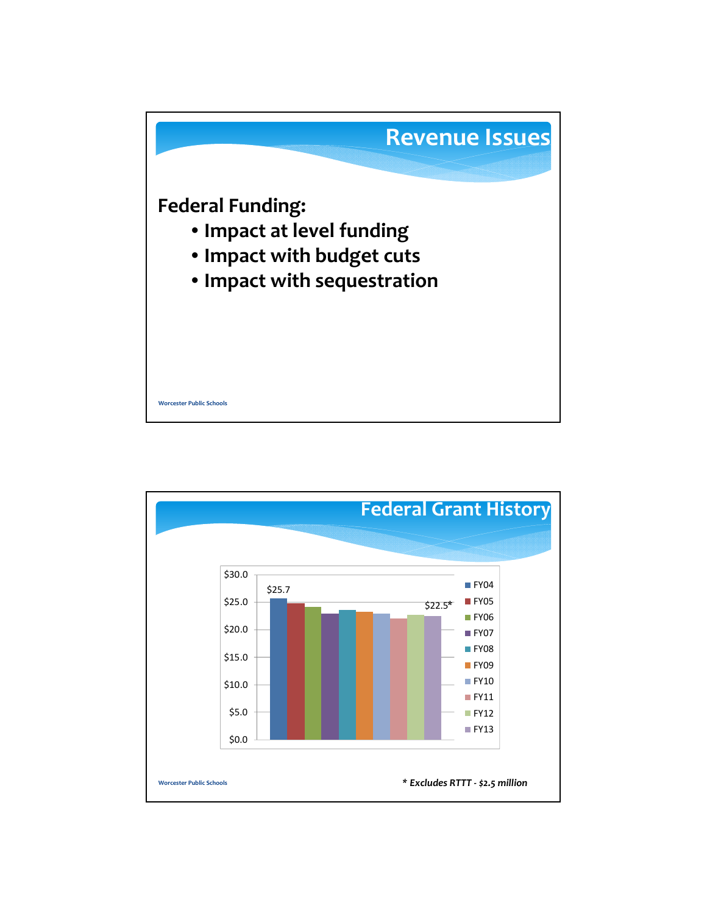# Revenue Issues

**Federal Funding:**

- **Impact at level funding**
- **Impact with budget cuts**
- **Impact with sequestration**

# Federal Grant History

| | FY04 | FY05 | FY06 | FY07 | FY08 | FY09 | FY10 | FY11 | FY12 | FY13 |
|---|---|---|---|---|---|---|---|---|---|---|
| Federal Grants ($ millions) | $25.7 | | | | | | | | | $22.5* |

*** Excludes RTTT - $2.5 million**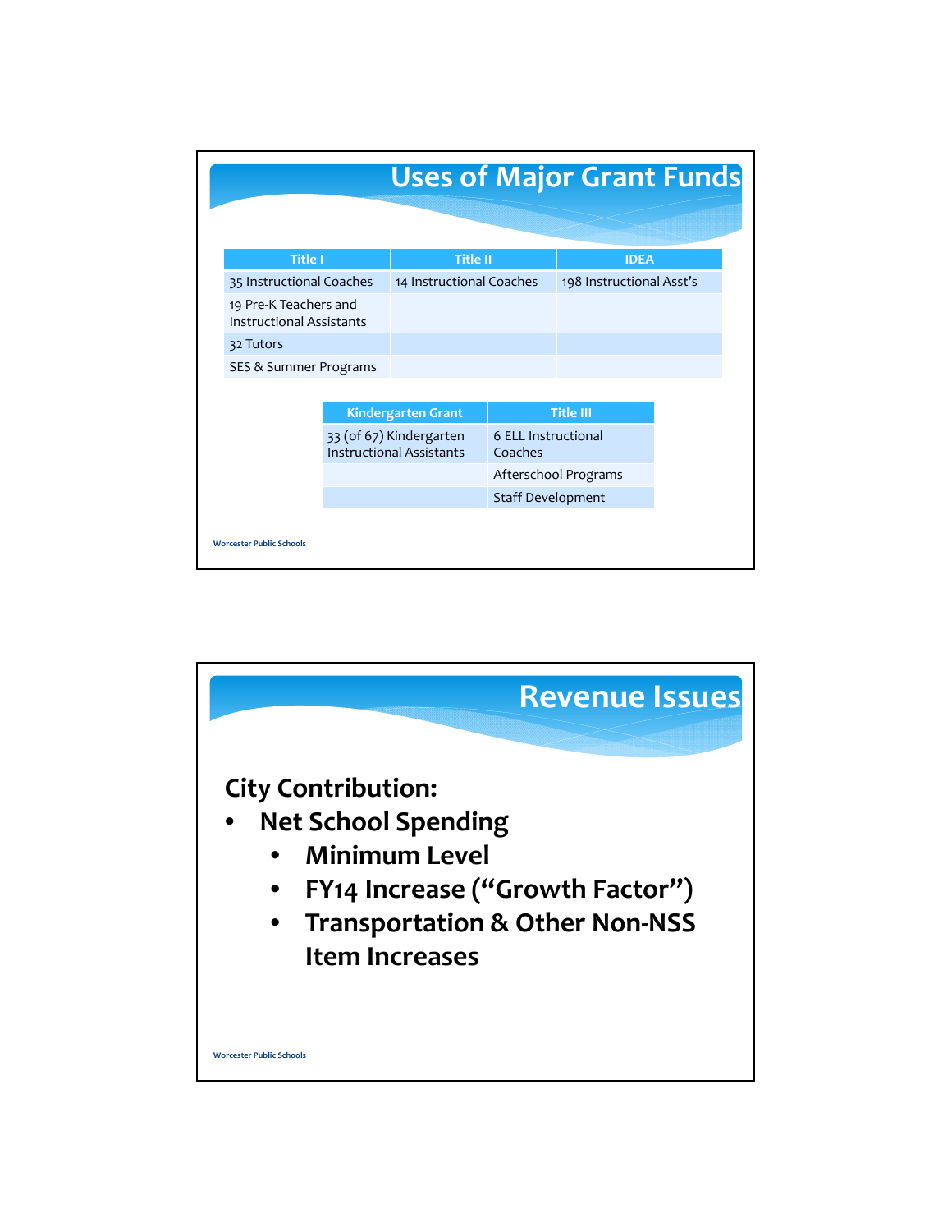# Uses of Major Grant Funds

| Title I | Title II | IDEA |
| --- | --- | --- |
| 35 Instructional Coaches | 14 Instructional Coaches | 198 Instructional Asst's |
| 19 Pre-K Teachers and Instructional Assistants | | |
| 32 Tutors | | |
| SES & Summer Programs | | |

| Kindergarten Grant | Title III |
| --- | --- |
| 33 (of 67) Kindergarten Instructional Assistants | 6 ELL Instructional Coaches |
| | Afterschool Programs |
| | Staff Development |

Worcester Public Schools

# Revenue Issues

## City Contribution:

- **Net School Spending**
  - **Minimum Level**
  - **FY14 Increase ("Growth Factor")**
  - **Transportation & Other Non-NSS Item Increases**

Worcester Public Schools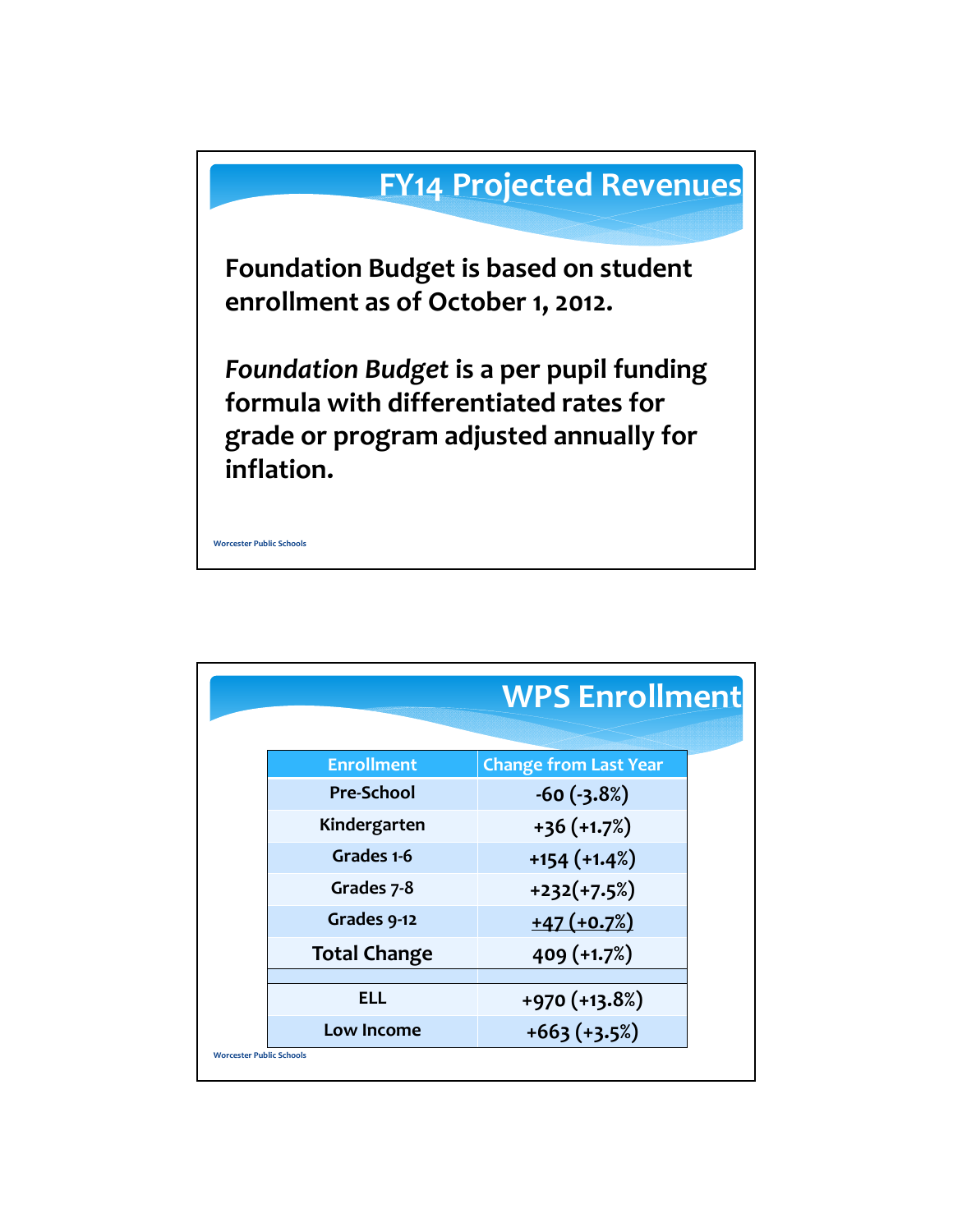## FY14 Projected Revenues

**Foundation Budget is based on student enrollment as of October 1, 2012.**

***Foundation Budget*** **is a per pupil funding formula with differentiated rates for grade or program adjusted annually for inflation.**

## WPS Enrollment

| Enrollment | Change from Last Year |
|---|---|
| Pre-School | -60 (-3.8%) |
| Kindergarten | +36 (+1.7%) |
| Grades 1-6 | +154 (+1.4%) |
| Grades 7-8 | +232(+7.5%) |
| Grades 9-12 | +47 (+0.7%) |
| Total Change | 409 (+1.7%) |
| | |
| ELL | +970 (+13.8%) |
| Low Income | +663 (+3.5%) |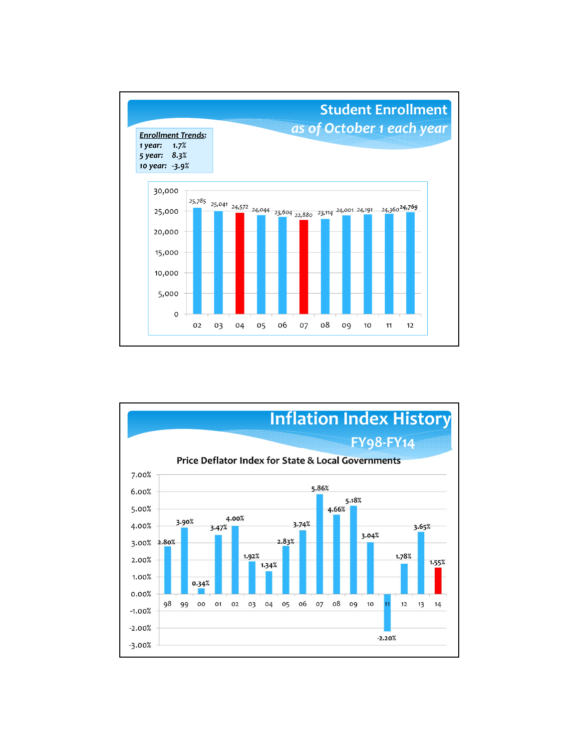## Student Enrollment

*as of October 1 each year*

**Enrollment Trends:**

- *1 year:* 1.7%
- *5 year:* 8.3%
- *10 year:* -3.9%

| Year | Enrollment |
|---|---|
| 02 | 25,785 |
| 03 | 25,041 |
| 04 | 24,572 |
| 05 | 24,044 |
| 06 | 23,604 |
| 07 | 22,880 |
| 08 | 23,114 |
| 09 | 24,001 |
| 10 | 24,191 |
| 11 | 24,360 |
| 12 | 24,769 |

## Inflation Index History

### FY98-FY14

**Price Deflator Index for State & Local Governments**

| Year | Index |
|---|---|
| 98 | 2.80% |
| 99 | 3.90% |
| 00 | 0.34% |
| 01 | 3.47% |
| 02 | 4.00% |
| 03 | 1.92% |
| 04 | 1.34% |
| 05 | 2.83% |
| 06 | 3.74% |
| 07 | 5.86% |
| 08 | 4.66% |
| 09 | 5.18% |
| 10 | 3.04% |
| 11 | -2.20% |
| 12 | 1.78% |
| 13 | 3.65% |
| 14 | 1.55% |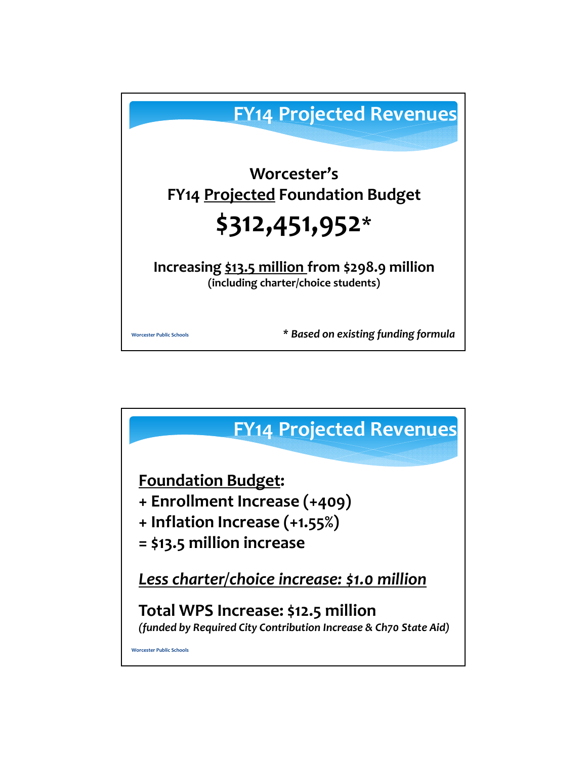## FY14 Projected Revenues

**Worcester's**
**FY14 <u>Projected</u> Foundation Budget**

# $312,451,952*

**Increasing <u>$13.5 million</u> from $298.9 million**
**(including charter/choice students)**

***\* Based on existing funding formula***

Worcester Public Schools

## FY14 Projected Revenues

**<u>Foundation Budget</u>:**

**+ Enrollment Increase (+409)**
**+ Inflation Increase (+1.55%)**
**= $13.5 million increase**

***<u>Less charter/choice increase: $1.0 million</u>***

**Total WPS Increase: $12.5 million**
***(funded by Required City Contribution Increase & Ch70 State Aid)***

Worcester Public Schools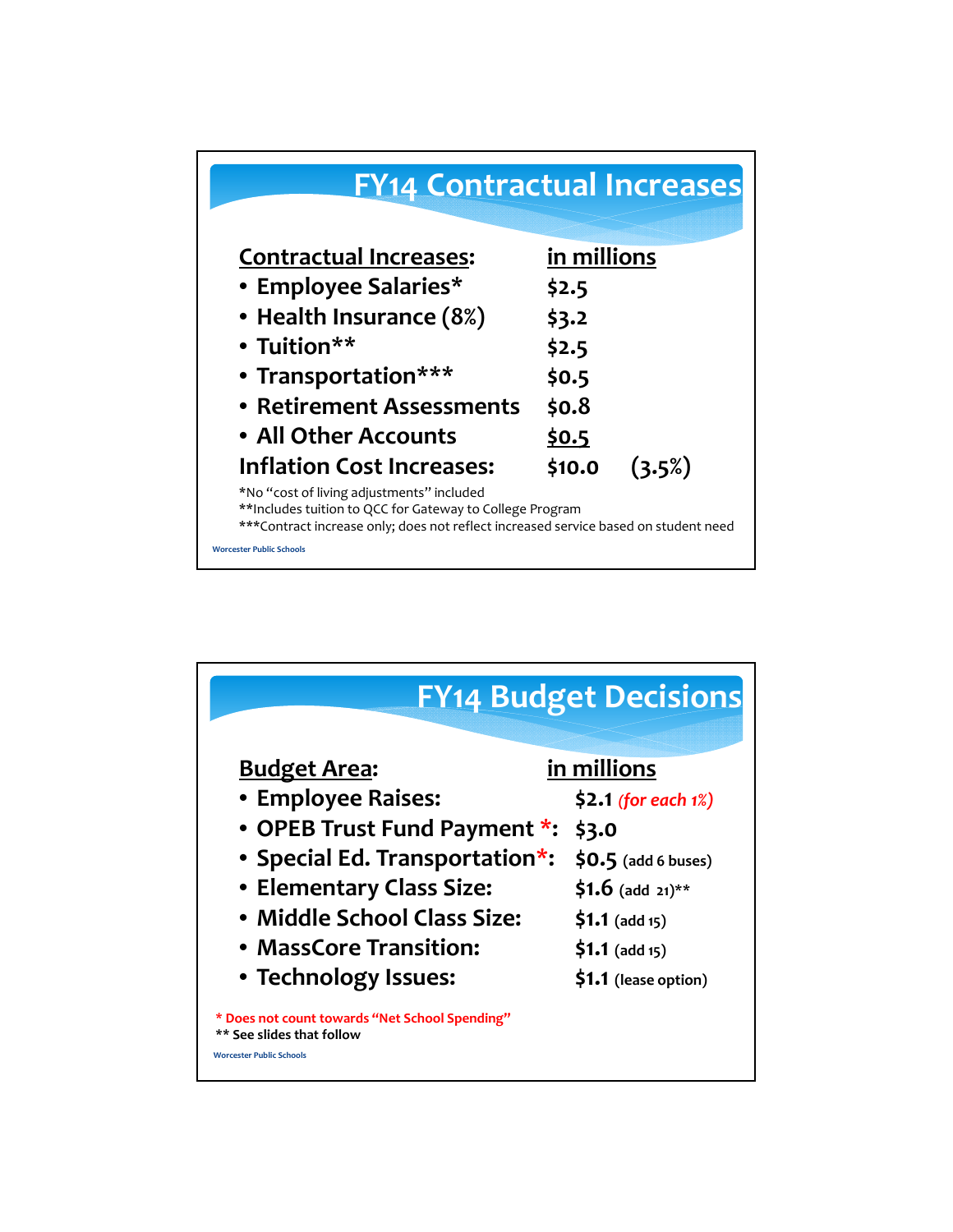## FY14 Contractual Increases

| Contractual Increases: | in millions | |
|---|---|---|
| • Employee Salaries* | $2.5 | |
| • Health Insurance (8%) | $3.2 | |
| • Tuition** | $2.5 | |
| • Transportation*** | $0.5 | |
| • Retirement Assessments | $0.8 | |
| • All Other Accounts | $0.5 | |
| **Inflation Cost Increases:** | **$10.0** | **(3.5%)** |

*No "cost of living adjustments" included
**Includes tuition to QCC for Gateway to College Program
***Contract increase only; does not reflect increased service based on student need

Worcester Public Schools

## FY14 Budget Decisions

| Budget Area: | in millions |
|---|---|
| • Employee Raises: | $2.1 *(for each 1%)* |
| • OPEB Trust Fund Payment *: | $3.0 |
| • Special Ed. Transportation*: | $0.5 (add 6 buses) |
| • Elementary Class Size: | $1.6 (add 21)** |
| • Middle School Class Size: | $1.1 (add 15) |
| • MassCore Transition: | $1.1 (add 15) |
| • Technology Issues: | $1.1 (lease option) |

* Does not count towards "Net School Spending"
** See slides that follow

Worcester Public Schools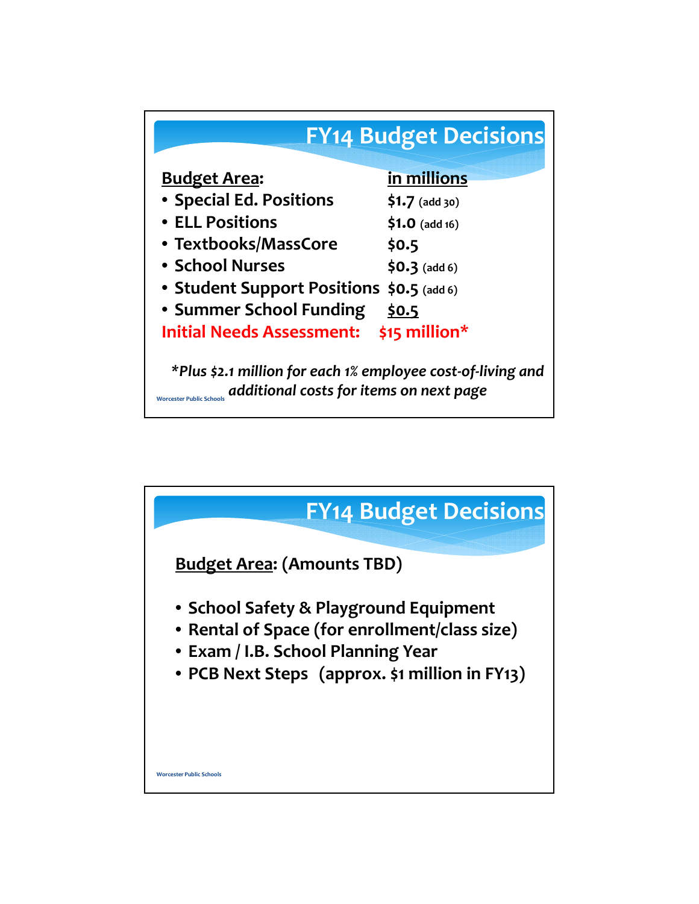## FY14 Budget Decisions

| Budget Area: | in millions |
|---|---|
| • Special Ed. Positions | $1.7 (add 30) |
| • ELL Positions | $1.0 (add 16) |
| • Textbooks/MassCore | $0.5 |
| • School Nurses | $0.3 (add 6) |
| • Student Support Positions | $0.5 (add 6) |
| • Summer School Funding | $0.5 |
| **Initial Needs Assessment:** | **$15 million*** |

*\*Plus $2.1 million for each 1% employee cost-of-living and additional costs for items on next page*

Worcester Public Schools

## FY14 Budget Decisions

**Budget Area: (Amounts TBD)**

- School Safety & Playground Equipment
- Rental of Space (for enrollment/class size)
- Exam / I.B. School Planning Year
- PCB Next Steps (approx. $1 million in FY13)

Worcester Public Schools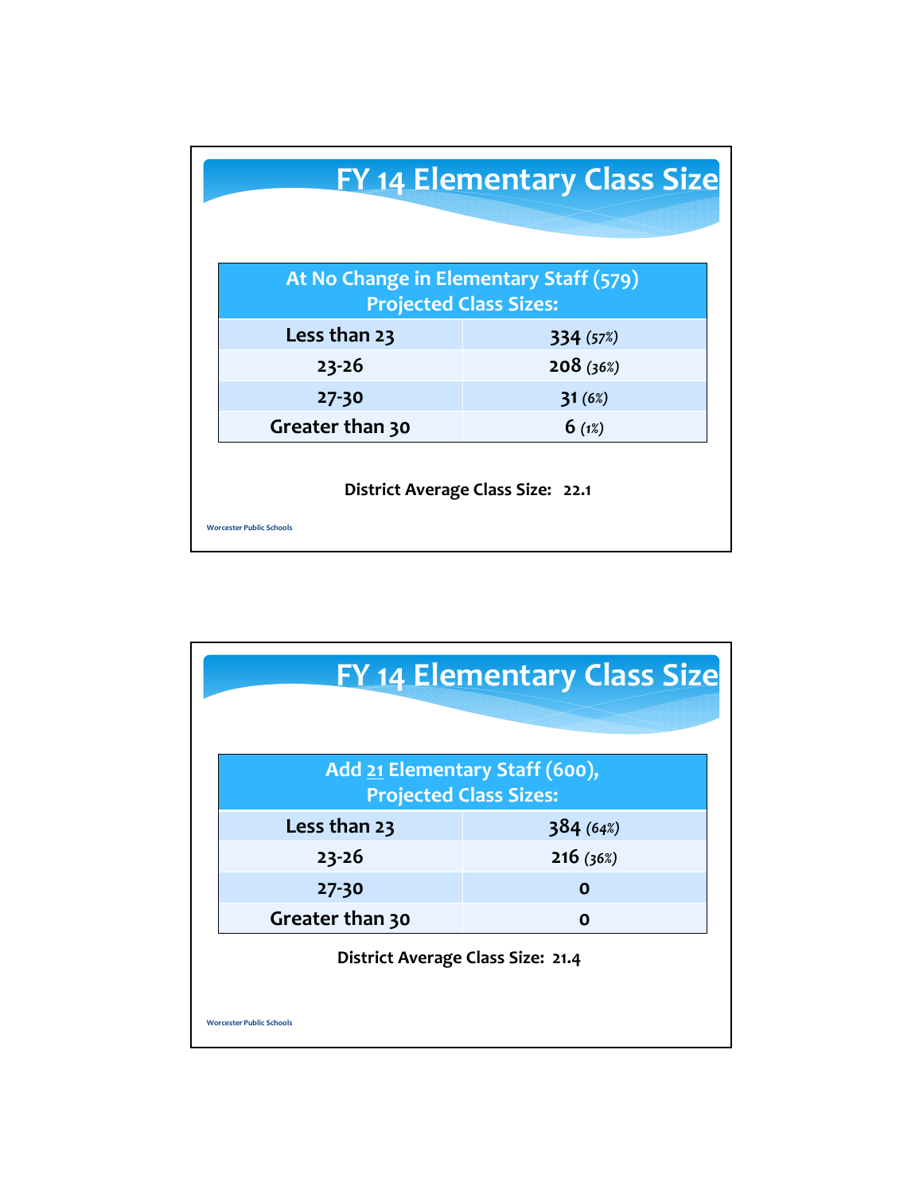# FY 14 Elementary Class Size

| At No Change in Elementary Staff (579) Projected Class Sizes: | |
|---|---|
| Less than 23 | 334 *(57%)* |
| 23-26 | 208 *(36%)* |
| 27-30 | 31 *(6%)* |
| Greater than 30 | 6 *(1%)* |

**District Average Class Size: 22.1**

# FY 14 Elementary Class Size

| Add 21 Elementary Staff (600), Projected Class Sizes: | |
|---|---|
| Less than 23 | 384 *(64%)* |
| 23-26 | 216 *(36%)* |
| 27-30 | 0 |
| Greater than 30 | 0 |

**District Average Class Size: 21.4**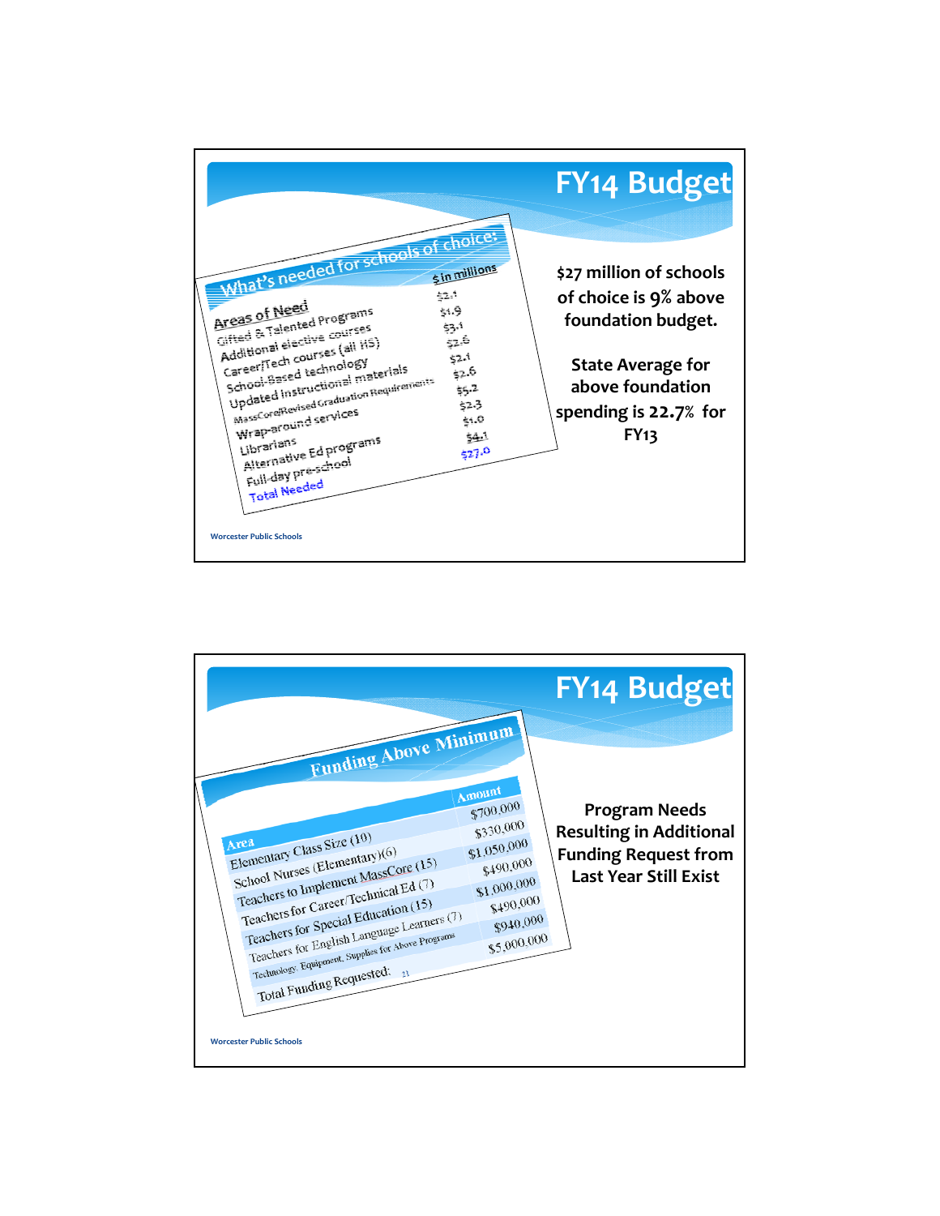# FY14 Budget

## What's needed for schools of choice:

| Areas of Need | $ in millions |
|---|---|
| Gifted & Talented Programs | $2.1 |
| Additional elective courses | $1.9 |
| Career/Tech courses (all HS) | $3.1 |
| School-Based technology | $2.6 |
| Updated instructional materials | $2.1 |
| MassCore/Revised Graduation Requirements | $2.6 |
| Wrap-around services | $5.2 |
| Librarians | $2.3 |
| Alternative Ed programs | $1.0 |
| Full-day pre-school | $4.1 |
| Total Needed | $27.0 |

**$27 million of schools of choice is 9% above foundation budget.**

**State Average for above foundation spending is 22.7% for FY13**

Worcester Public Schools

# FY14 Budget

## Funding Above Minimum

| Area | Amount |
|---|---|
| Elementary Class Size (10) | $700,000 |
| School Nurses (Elementary)(6) | $330,000 |
| Teachers to Implement MassCore (15) | $1,050,000 |
| Teachers for Career/Technical Ed (7) | $490,000 |
| Teachers for Special Education (15) | $1,000,000 |
| Teachers for English Language Learners (7) | $490,000 |
| Technology, Equipment, Supplies for Above Programs | $940,000 |
| Total Funding Requested: | $5,000,000 |

**Program Needs Resulting in Additional Funding Request from Last Year Still Exist**

Worcester Public Schools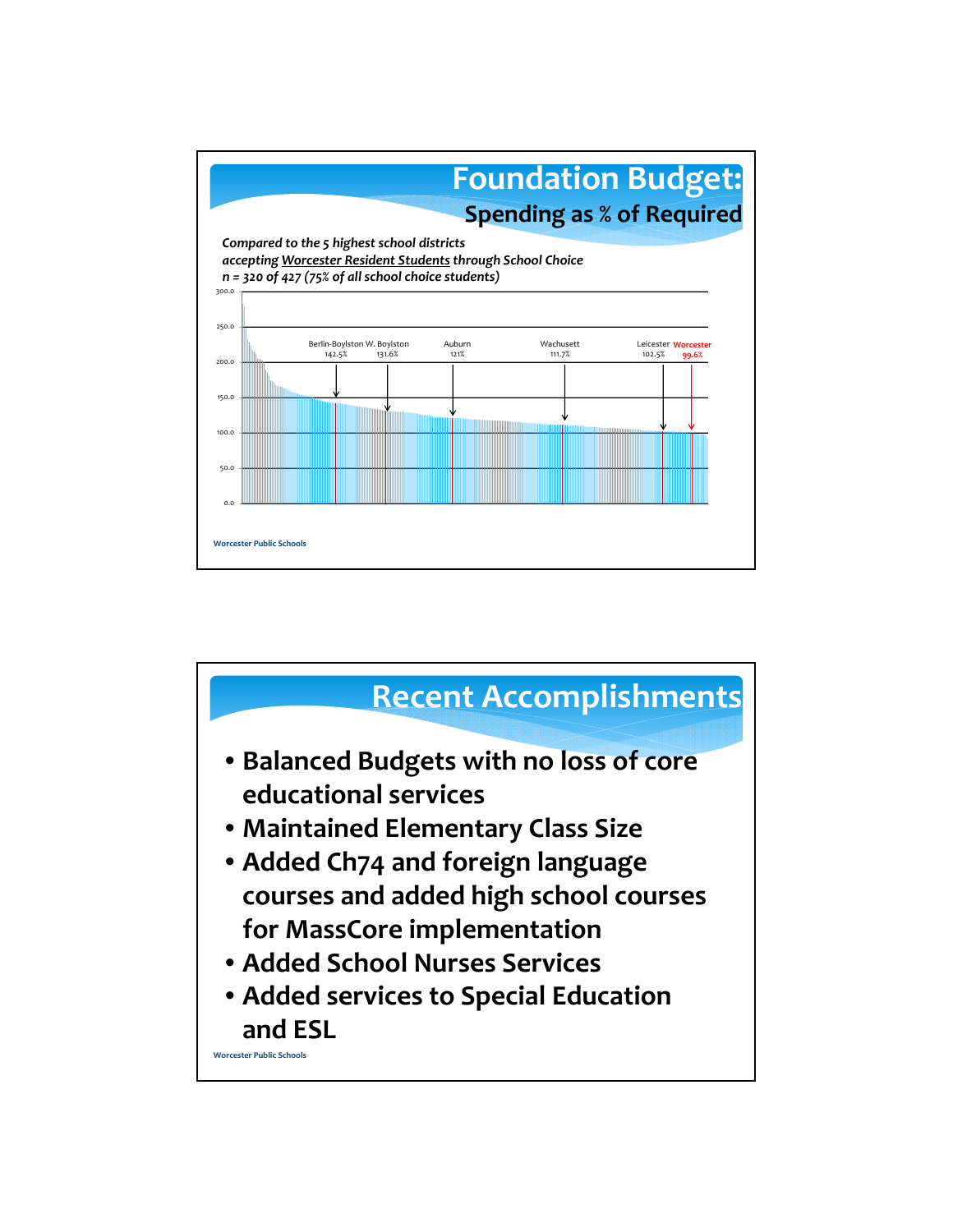# Foundation Budget:

## Spending as % of Required

*Compared to the 5 highest school districts accepting Worcester Resident Students through School Choice n = 320 of 427 (75% of all school choice students)*

| District | Spending as % of Required |
|---|---|
| Berlin-Boylston | 142.5% |
| W. Boylston | 131.6% |
| Auburn | 121% |
| Wachusett | 111.7% |
| Leicester | 102.5% |
| Worcester | 99.6% |

Worcester Public Schools

# Recent Accomplishments

- Balanced Budgets with no loss of core educational services
- Maintained Elementary Class Size
- Added Ch74 and foreign language courses and added high school courses for MassCore implementation
- Added School Nurses Services
- Added services to Special Education and ESL

Worcester Public Schools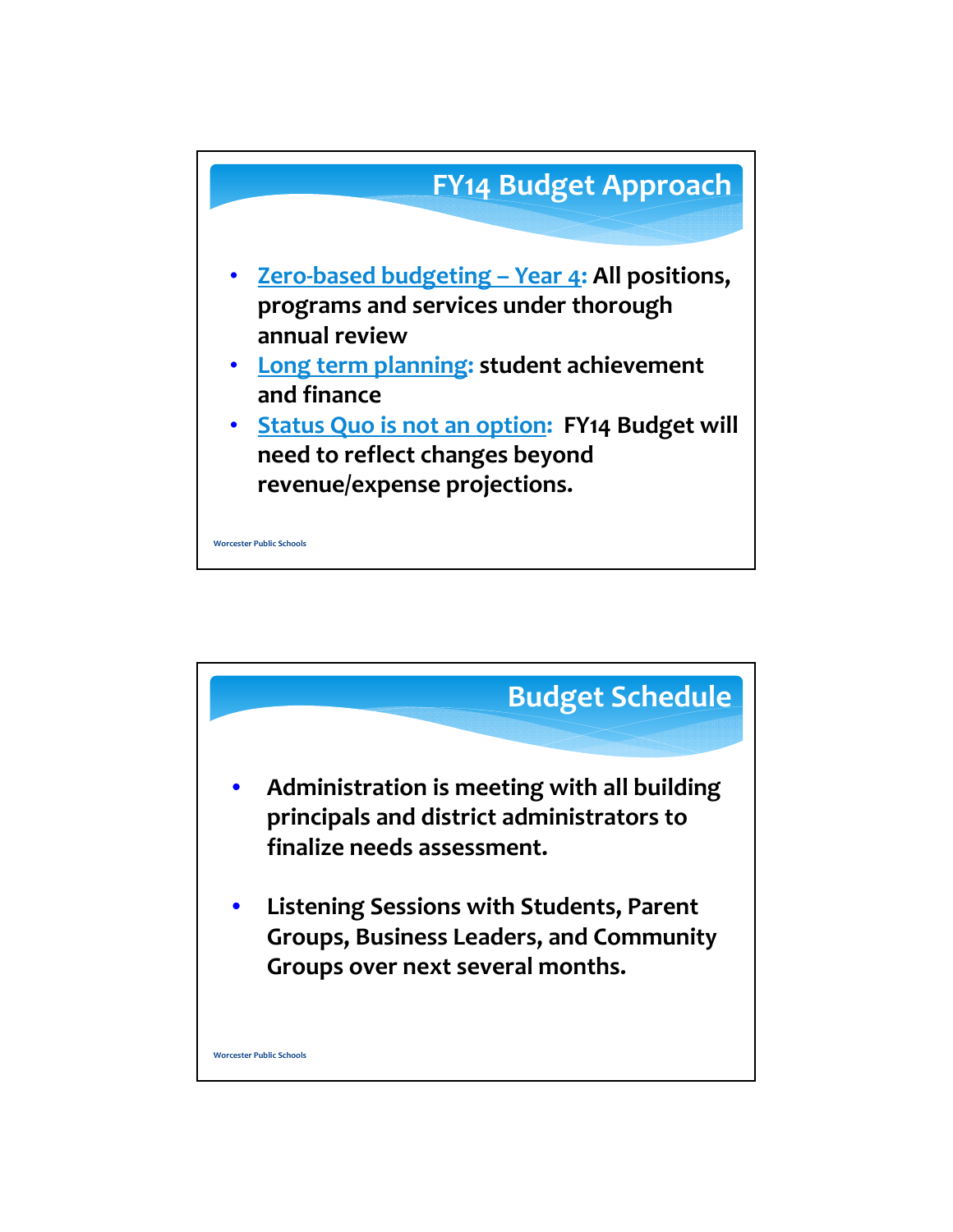## FY14 Budget Approach

- **Zero-based budgeting – Year 4: All positions, programs and services under thorough annual review**
- **Long term planning: student achievement and finance**
- **Status Quo is not an option: FY14 Budget will need to reflect changes beyond revenue/expense projections.**

Worcester Public Schools

## Budget Schedule

- **Administration is meeting with all building principals and district administrators to finalize needs assessment.**
- **Listening Sessions with Students, Parent Groups, Business Leaders, and Community Groups over next several months.**

Worcester Public Schools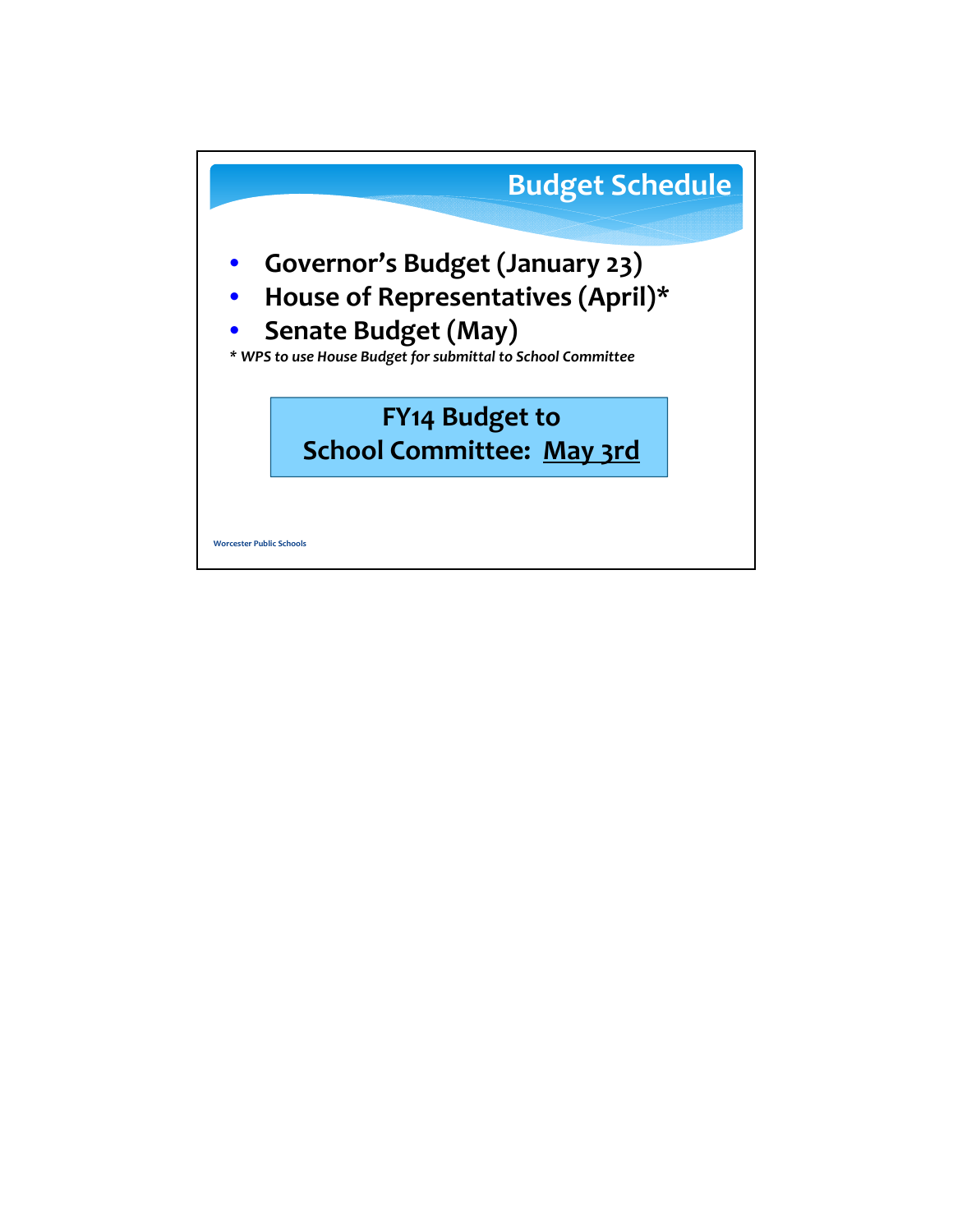## Budget Schedule

- **Governor's Budget (January 23)**
- **House of Representatives (April)***
- **Senate Budget (May)**

*\* WPS to use House Budget for submittal to School Committee*

**FY14 Budget to School Committee: May 3rd**

Worcester Public Schools